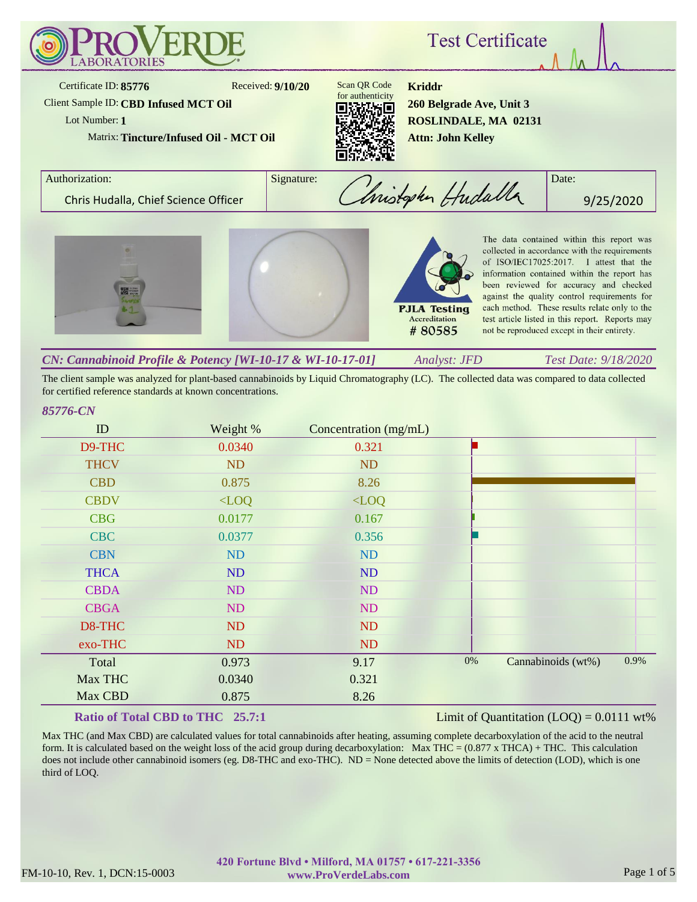# ProVerde Laboratories

## Test Certificate

Certificate ID: **85776**  
Received: **9/10/20**  
Client Sample ID: **CBD Infused MCT Oil**  
Lot Number: **1**  
Matrix: **Tincture/Infused Oil - MCT Oil**

Scan QR Code for authenticity

**Kriddr**  
**260 Belgrade Ave, Unit 3**  
**ROSLINDALE, MA 02131**  
**Attn: John Kelley**

| Authorization: | Signature: | Date: |
|---|---|---|
| Chris Hudalla, Chief Science Officer | Christopher Hudalla | 9/25/2020 |

PJLA Testing Accreditation # 80585

The data contained within this report was collected in accordance with the requirements of ISO/IEC17025:2017. I attest that the information contained within the report has been reviewed for accuracy and checked against the quality control requirements for each method. These results relate only to the test article listed in this report. Reports may not be reproduced except in their entirety.

### *CN: Cannabinoid Profile & Potency [WI-10-17 & WI-10-17-01]* — *Analyst: JFD* — *Test Date: 9/18/2020*

The client sample was analyzed for plant-based cannabinoids by Liquid Chromatography (LC). The collected data was compared to data collected for certified reference standards at known concentrations.

*85776-CN*

| ID | Weight % | Concentration (mg/mL) |
|---|---|---|
| D9-THC | 0.0340 | 0.321 |
| THCV | ND | ND |
| CBD | 0.875 | 8.26 |
| CBDV | <LOQ | <LOQ |
| CBG | 0.0177 | 0.167 |
| CBC | 0.0377 | 0.356 |
| CBN | ND | ND |
| THCA | ND | ND |
| CBDA | ND | ND |
| CBGA | ND | ND |
| D8-THC | ND | ND |
| exo-THC | ND | ND |
| Total | 0.973 | 9.17 |
| Max THC | 0.0340 | 0.321 |
| Max CBD | 0.875 | 8.26 |

Cannabinoids (wt%): 0% – 0.9%

**Ratio of Total CBD to THC 25.7:1**

Limit of Quantitation (LOQ) = 0.0111 wt%

Max THC (and Max CBD) are calculated values for total cannabinoids after heating, assuming complete decarboxylation of the acid to the neutral form. It is calculated based on the weight loss of the acid group during decarboxylation: Max THC = (0.877 x THCA) + THC. This calculation does not include other cannabinoid isomers (eg. D8-THC and exo-THC). ND = None detected above the limits of detection (LOD), which is one third of LOQ.

420 Fortune Blvd • Milford, MA 01757 • 617-221-3356  
www.ProVerdeLabs.com

FM-10-10, Rev. 1, DCN:15-0003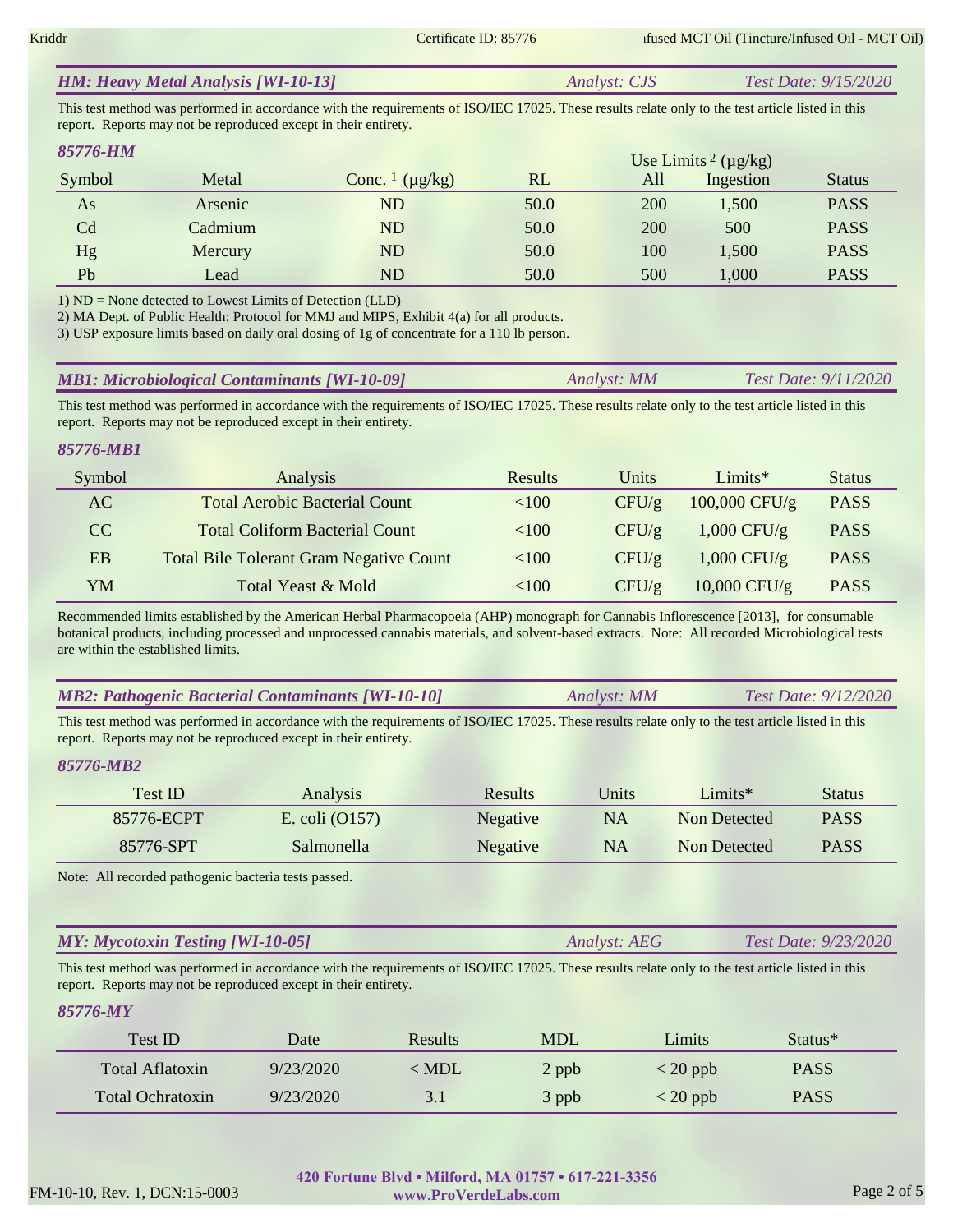## *HM: Heavy Metal Analysis [WI-10-13]* *Analyst: CJS* *Test Date: 9/15/2020*

This test method was performed in accordance with the requirements of ISO/IEC 17025. These results relate only to the test article listed in this report. Reports may not be reproduced except in their entirety.

### *85776-HM*

| Symbol | Metal | Conc. [1] (µg/kg) | RL | Use Limits [2] (µg/kg) | | Status |
|---|---|---|---|---|---|---|
| | | | | All | Ingestion | |
| As | Arsenic | ND | 50.0 | 200 | 1,500 | PASS |
| Cd | Cadmium | ND | 50.0 | 200 | 500 | PASS |
| Hg | Mercury | ND | 50.0 | 100 | 1,500 | PASS |
| Pb | Lead | ND | 50.0 | 500 | 1,000 | PASS |

1) ND = None detected to Lowest Limits of Detection (LLD)
2) MA Dept. of Public Health: Protocol for MMJ and MIPS, Exhibit 4(a) for all products.
3) USP exposure limits based on daily oral dosing of 1g of concentrate for a 110 lb person.

## *MB1: Microbiological Contaminants [WI-10-09]* *Analyst: MM* *Test Date: 9/11/2020*

This test method was performed in accordance with the requirements of ISO/IEC 17025. These results relate only to the test article listed in this report. Reports may not be reproduced except in their entirety.

### *85776-MB1*

| Symbol | Analysis | Results | Units | Limits* | Status |
|---|---|---|---|---|---|
| AC | Total Aerobic Bacterial Count | <100 | CFU/g | 100,000 CFU/g | PASS |
| CC | Total Coliform Bacterial Count | <100 | CFU/g | 1,000 CFU/g | PASS |
| EB | Total Bile Tolerant Gram Negative Count | <100 | CFU/g | 1,000 CFU/g | PASS |
| YM | Total Yeast & Mold | <100 | CFU/g | 10,000 CFU/g | PASS |

Recommended limits established by the American Herbal Pharmacopoeia (AHP) monograph for Cannabis Inflorescence [2013], for consumable botanical products, including processed and unprocessed cannabis materials, and solvent-based extracts. Note: All recorded Microbiological tests are within the established limits.

## *MB2: Pathogenic Bacterial Contaminants [WI-10-10]* *Analyst: MM* *Test Date: 9/12/2020*

This test method was performed in accordance with the requirements of ISO/IEC 17025. These results relate only to the test article listed in this report. Reports may not be reproduced except in their entirety.

### *85776-MB2*

| Test ID | Analysis | Results | Units | Limits* | Status |
|---|---|---|---|---|---|
| 85776-ECPT | E. coli (O157) | Negative | NA | Non Detected | PASS |
| 85776-SPT | Salmonella | Negative | NA | Non Detected | PASS |

Note: All recorded pathogenic bacteria tests passed.

## *MY: Mycotoxin Testing [WI-10-05]* *Analyst: AEG* *Test Date: 9/23/2020*

This test method was performed in accordance with the requirements of ISO/IEC 17025. These results relate only to the test article listed in this report. Reports may not be reproduced except in their entirety.

### *85776-MY*

| Test ID | Date | Results | MDL | Limits | Status* |
|---|---|---|---|---|---|
| Total Aflatoxin | 9/23/2020 | < MDL | 2 ppb | < 20 ppb | PASS |
| Total Ochratoxin | 9/23/2020 | 3.1 | 3 ppb | < 20 ppb | PASS |

**420 Fortune Blvd • Milford, MA 01757 • 617-221-3356**
**www.ProVerdeLabs.com**

FM-10-10, Rev. 1, DCN:15-0003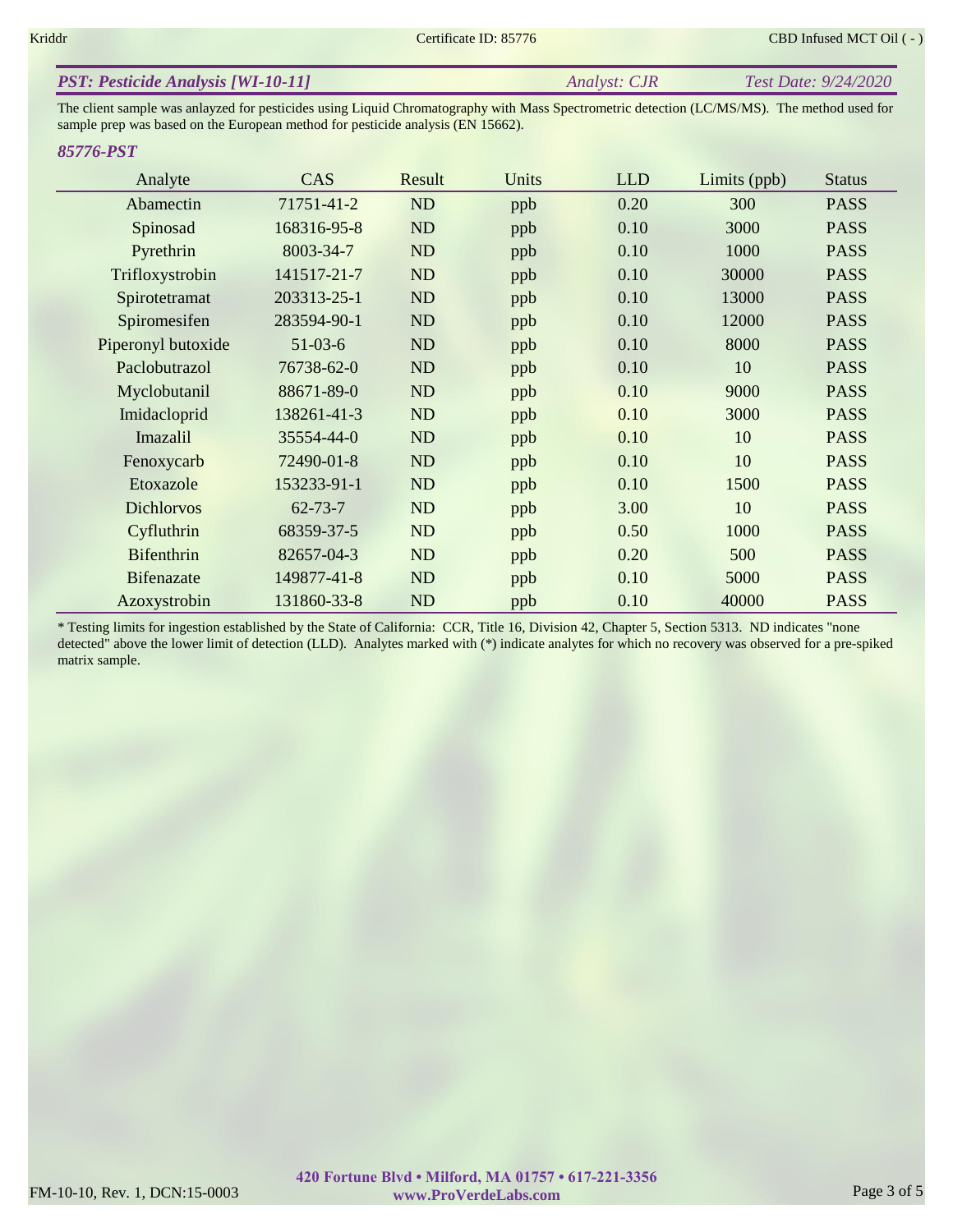## *PST: Pesticide Analysis [WI-10-11]*

*Analyst: CJR* *Test Date: 9/24/2020*

The client sample was anlayzed for pesticides using Liquid Chromatography with Mass Spectrometric detection (LC/MS/MS). The method used for sample prep was based on the European method for pesticide analysis (EN 15662).

### *85776-PST*

| Analyte | CAS | Result | Units | LLD | Limits (ppb) | Status |
|---|---|---|---|---|---|---|
| Abamectin | 71751-41-2 | ND | ppb | 0.20 | 300 | PASS |
| Spinosad | 168316-95-8 | ND | ppb | 0.10 | 3000 | PASS |
| Pyrethrin | 8003-34-7 | ND | ppb | 0.10 | 1000 | PASS |
| Trifloxystrobin | 141517-21-7 | ND | ppb | 0.10 | 30000 | PASS |
| Spirotetramat | 203313-25-1 | ND | ppb | 0.10 | 13000 | PASS |
| Spiromesifen | 283594-90-1 | ND | ppb | 0.10 | 12000 | PASS |
| Piperonyl butoxide | 51-03-6 | ND | ppb | 0.10 | 8000 | PASS |
| Paclobutrazol | 76738-62-0 | ND | ppb | 0.10 | 10 | PASS |
| Myclobutanil | 88671-89-0 | ND | ppb | 0.10 | 9000 | PASS |
| Imidacloprid | 138261-41-3 | ND | ppb | 0.10 | 3000 | PASS |
| Imazalil | 35554-44-0 | ND | ppb | 0.10 | 10 | PASS |
| Fenoxycarb | 72490-01-8 | ND | ppb | 0.10 | 10 | PASS |
| Etoxazole | 153233-91-1 | ND | ppb | 0.10 | 1500 | PASS |
| Dichlorvos | 62-73-7 | ND | ppb | 3.00 | 10 | PASS |
| Cyfluthrin | 68359-37-5 | ND | ppb | 0.50 | 1000 | PASS |
| Bifenthrin | 82657-04-3 | ND | ppb | 0.20 | 500 | PASS |
| Bifenazate | 149877-41-8 | ND | ppb | 0.10 | 5000 | PASS |
| Azoxystrobin | 131860-33-8 | ND | ppb | 0.10 | 40000 | PASS |

* Testing limits for ingestion established by the State of California: CCR, Title 16, Division 42, Chapter 5, Section 5313. ND indicates "none detected" above the lower limit of detection (LLD). Analytes marked with (*) indicate analytes for which no recovery was observed for a pre-spiked matrix sample.

**420 Fortune Blvd • Milford, MA 01757 • 617-221-3356**
**www.ProVerdeLabs.com**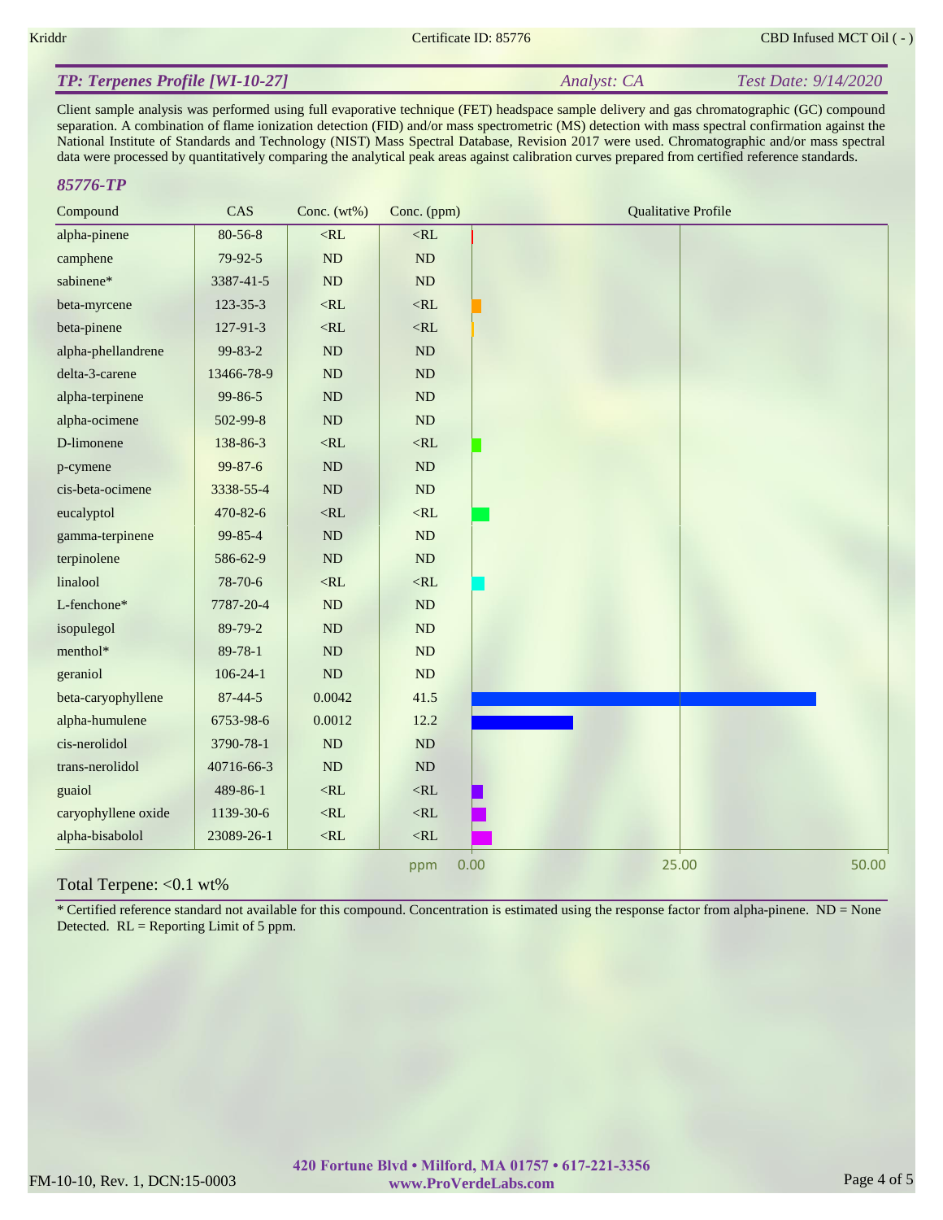## TP: Terpenes Profile [WI-10-27]

*Analyst: CA* *Test Date: 9/14/2020*

Client sample analysis was performed using full evaporative technique (FET) headspace sample delivery and gas chromatographic (GC) compound separation. A combination of flame ionization detection (FID) and/or mass spectrometric (MS) detection with mass spectral confirmation against the National Institute of Standards and Technology (NIST) Mass Spectral Database, Revision 2017 were used. Chromatographic and/or mass spectral data were processed by quantitatively comparing the analytical peak areas against calibration curves prepared from certified reference standards.

### 85776-TP

| Compound | CAS | Conc. (wt%) | Conc. (ppm) |
|---|---|---|---|
| alpha-pinene | 80-56-8 | <RL | <RL |
| camphene | 79-92-5 | ND | ND |
| sabinene* | 3387-41-5 | ND | ND |
| beta-myrcene | 123-35-3 | <RL | <RL |
| beta-pinene | 127-91-3 | <RL | <RL |
| alpha-phellandrene | 99-83-2 | ND | ND |
| delta-3-carene | 13466-78-9 | ND | ND |
| alpha-terpinene | 99-86-5 | ND | ND |
| alpha-ocimene | 502-99-8 | ND | ND |
| D-limonene | 138-86-3 | <RL | <RL |
| p-cymene | 99-87-6 | ND | ND |
| cis-beta-ocimene | 3338-55-4 | ND | ND |
| eucalyptol | 470-82-6 | <RL | <RL |
| gamma-terpinene | 99-85-4 | ND | ND |
| terpinolene | 586-62-9 | ND | ND |
| linalool | 78-70-6 | <RL | <RL |
| L-fenchone* | 7787-20-4 | ND | ND |
| isopulegol | 89-79-2 | ND | ND |
| menthol* | 89-78-1 | ND | ND |
| geraniol | 106-24-1 | ND | ND |
| beta-caryophyllene | 87-44-5 | 0.0042 | 41.5 |
| alpha-humulene | 6753-98-6 | 0.0012 | 12.2 |
| cis-nerolidol | 3790-78-1 | ND | ND |
| trans-nerolidol | 40716-66-3 | ND | ND |
| guaiol | 489-86-1 | <RL | <RL |
| caryophyllene oxide | 1139-30-6 | <RL | <RL |
| alpha-bisabolol | 23089-26-1 | <RL | <RL |

Total Terpene: <0.1 wt%

\* Certified reference standard not available for this compound. Concentration is estimated using the response factor from alpha-pinene. ND = None Detected. RL = Reporting Limit of 5 ppm.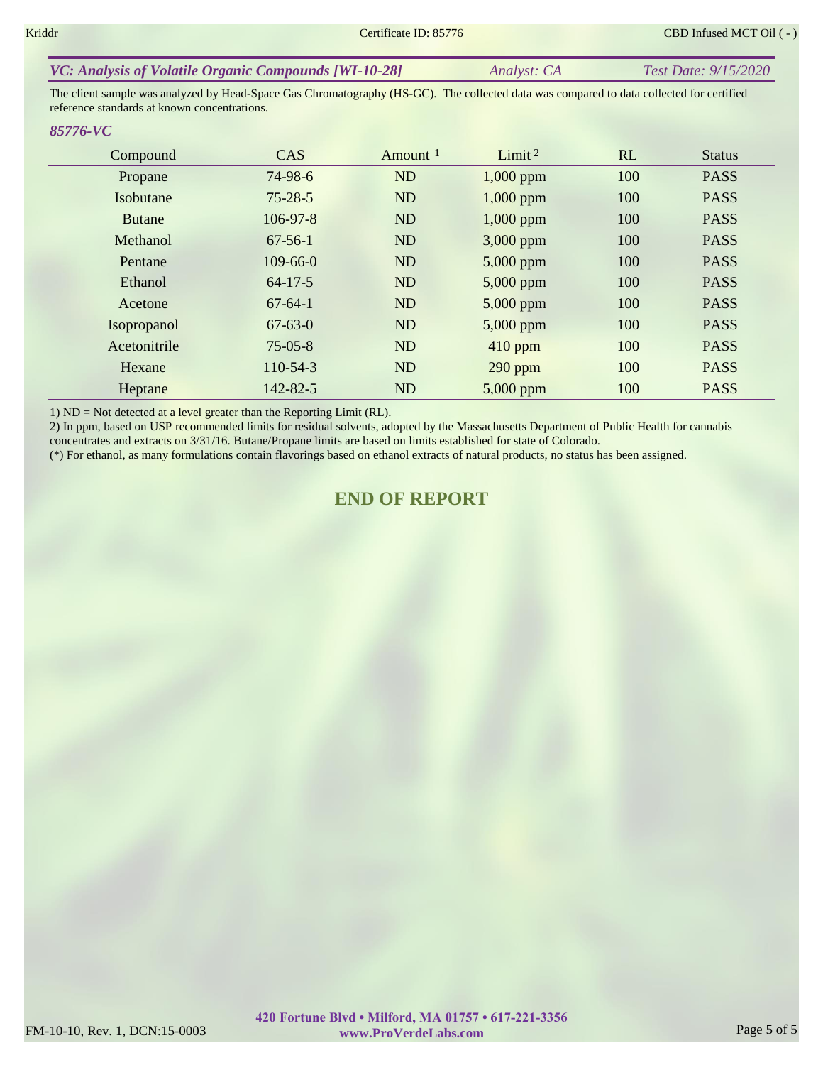## *VC: Analysis of Volatile Organic Compounds [WI-10-28]*   *Analyst: CA*   *Test Date: 9/15/2020*

The client sample was analyzed by Head-Space Gas Chromatography (HS-GC). The collected data was compared to data collected for certified reference standards at known concentrations.

### *85776-VC*

| Compound | CAS | Amount [1] | Limit [2] | RL | Status |
|---|---|---|---|---|---|
| Propane | 74-98-6 | ND | 1,000 ppm | 100 | PASS |
| Isobutane | 75-28-5 | ND | 1,000 ppm | 100 | PASS |
| Butane | 106-97-8 | ND | 1,000 ppm | 100 | PASS |
| Methanol | 67-56-1 | ND | 3,000 ppm | 100 | PASS |
| Pentane | 109-66-0 | ND | 5,000 ppm | 100 | PASS |
| Ethanol | 64-17-5 | ND | 5,000 ppm | 100 | PASS |
| Acetone | 67-64-1 | ND | 5,000 ppm | 100 | PASS |
| Isopropanol | 67-63-0 | ND | 5,000 ppm | 100 | PASS |
| Acetonitrile | 75-05-8 | ND | 410 ppm | 100 | PASS |
| Hexane | 110-54-3 | ND | 290 ppm | 100 | PASS |
| Heptane | 142-82-5 | ND | 5,000 ppm | 100 | PASS |

1) ND = Not detected at a level greater than the Reporting Limit (RL).
2) In ppm, based on USP recommended limits for residual solvents, adopted by the Massachusetts Department of Public Health for cannabis concentrates and extracts on 3/31/16. Butane/Propane limits are based on limits established for state of Colorado.
(*) For ethanol, as many formulations contain flavorings based on ethanol extracts of natural products, no status has been assigned.

## END OF REPORT